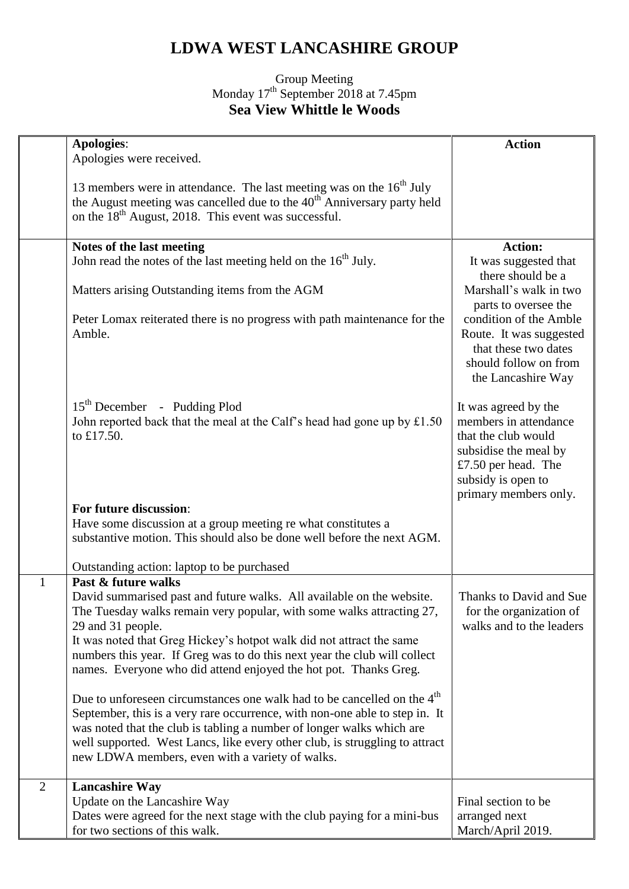# LDWA WEST LANCASHIRE GROUP

Group Meeting
Monday 17th September 2018 at 7.45pm
**Sea View Whittle le Woods**

| | | **Action** |
|---|---|---|
| | **Apologies**:<br>Apologies were received.<br><br>13 members were in attendance. The last meeting was on the 16th July the August meeting was cancelled due to the 40th Anniversary party held on the 18th August, 2018. This event was successful. | |
| | **Notes of the last meeting**<br>John read the notes of the last meeting held on the 16th July.<br><br>Matters arising Outstanding items from the AGM<br><br>Peter Lomax reiterated there is no progress with path maintenance for the Amble. | **Action:**<br>It was suggested that there should be a Marshall's walk in two parts to oversee the condition of the Amble Route. It was suggested that these two dates should follow on from the Lancashire Way |
| | 15th December - Pudding Plod<br>John reported back that the meal at the Calf's head had gone up by £1.50 to £17.50. | It was agreed by the members in attendance that the club would subsidise the meal by £7.50 per head. The subsidy is open to primary members only. |
| | **For future discussion**:<br>Have some discussion at a group meeting re what constitutes a substantive motion. This should also be done well before the next AGM.<br><br>Outstanding action: laptop to be purchased | |
| 1 | **Past & future walks**<br>David summarised past and future walks. All available on the website. The Tuesday walks remain very popular, with some walks attracting 27, 29 and 31 people.<br>It was noted that Greg Hickey's hotpot walk did not attract the same numbers this year. If Greg was to do this next year the club will collect names. Everyone who did attend enjoyed the hot pot. Thanks Greg.<br><br>Due to unforeseen circumstances one walk had to be cancelled on the 4th September, this is a very rare occurrence, with non-one able to step in. It was noted that the club is tabling a number of longer walks which are well supported. West Lancs, like every other club, is struggling to attract new LDWA members, even with a variety of walks. | Thanks to David and Sue for the organization of walks and to the leaders |
| 2 | **Lancashire Way**<br>Update on the Lancashire Way<br>Dates were agreed for the next stage with the club paying for a mini-bus for two sections of this walk. | Final section to be arranged next March/April 2019. |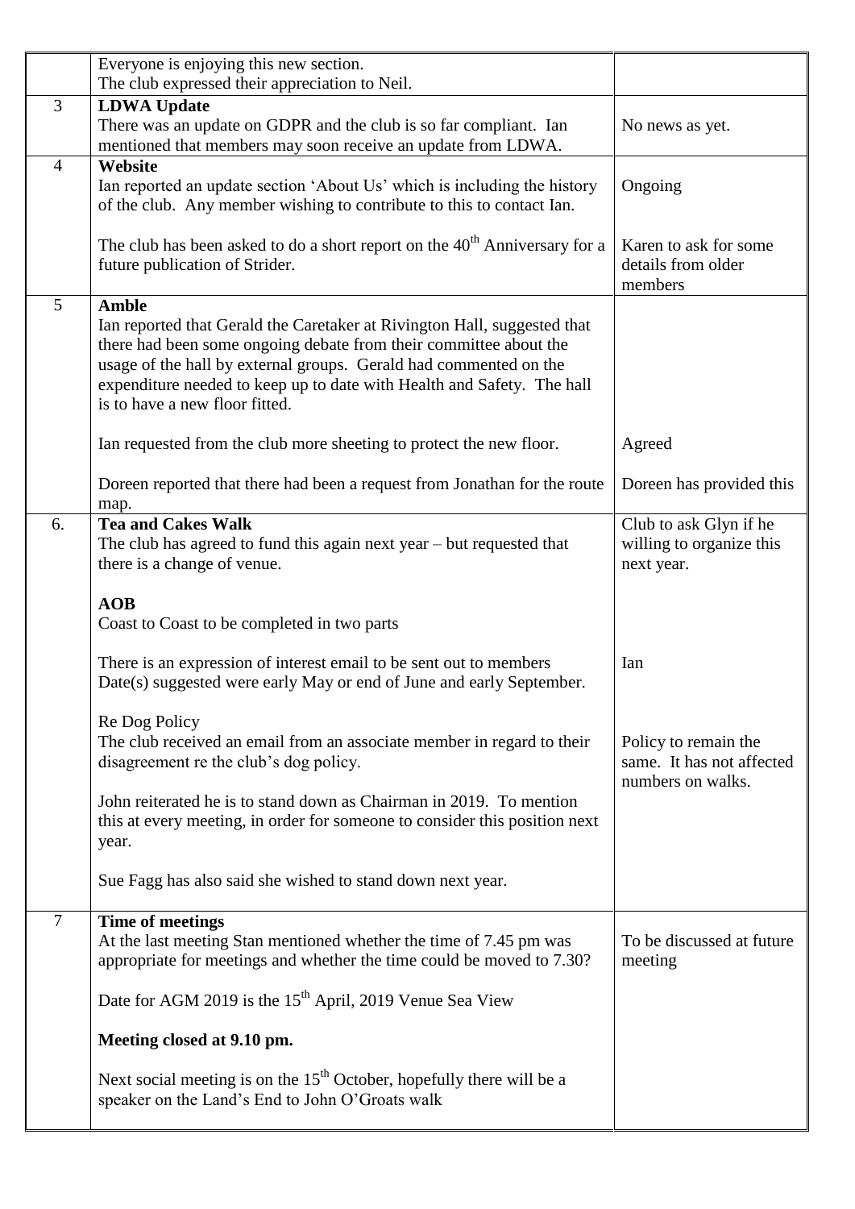| | | |
|---|---|---|
| | Everyone is enjoying this new section.<br>The club expressed their appreciation to Neil. | |
| 3 | **LDWA Update**<br>There was an update on GDPR and the club is so far compliant. Ian mentioned that members may soon receive an update from LDWA. | No news as yet. |
| 4 | **Website**<br>Ian reported an update section 'About Us' which is including the history of the club. Any member wishing to contribute to this to contact Ian.<br><br>The club has been asked to do a short report on the 40th Anniversary for a future publication of Strider. | Ongoing<br><br>Karen to ask for some details from older members |
| 5 | **Amble**<br>Ian reported that Gerald the Caretaker at Rivington Hall, suggested that there had been some ongoing debate from their committee about the usage of the hall by external groups. Gerald had commented on the expenditure needed to keep up to date with Health and Safety. The hall is to have a new floor fitted.<br><br>Ian requested from the club more sheeting to protect the new floor.<br><br>Doreen reported that there had been a request from Jonathan for the route map. | <br><br><br><br><br>Agreed<br><br>Doreen has provided this |
| 6. | **Tea and Cakes Walk**<br>The club has agreed to fund this again next year – but requested that there is a change of venue.<br><br>**AOB**<br>Coast to Coast to be completed in two parts<br><br>There is an expression of interest email to be sent out to members Date(s) suggested were early May or end of June and early September.<br><br>Re Dog Policy<br>The club received an email from an associate member in regard to their disagreement re the club's dog policy.<br><br>John reiterated he is to stand down as Chairman in 2019. To mention this at every meeting, in order for someone to consider this position next year.<br><br>Sue Fagg has also said she wished to stand down next year. | Club to ask Glyn if he willing to organize this next year.<br><br><br><br>Ian<br><br><br>Policy to remain the same. It has not affected numbers on walks. |
| 7 | **Time of meetings**<br>At the last meeting Stan mentioned whether the time of 7.45 pm was appropriate for meetings and whether the time could be moved to 7.30?<br><br>Date for AGM 2019 is the 15th April, 2019 Venue Sea View<br><br>**Meeting closed at 9.10 pm.**<br><br>Next social meeting is on the 15th October, hopefully there will be a speaker on the Land's End to John O'Groats walk | To be discussed at future meeting |